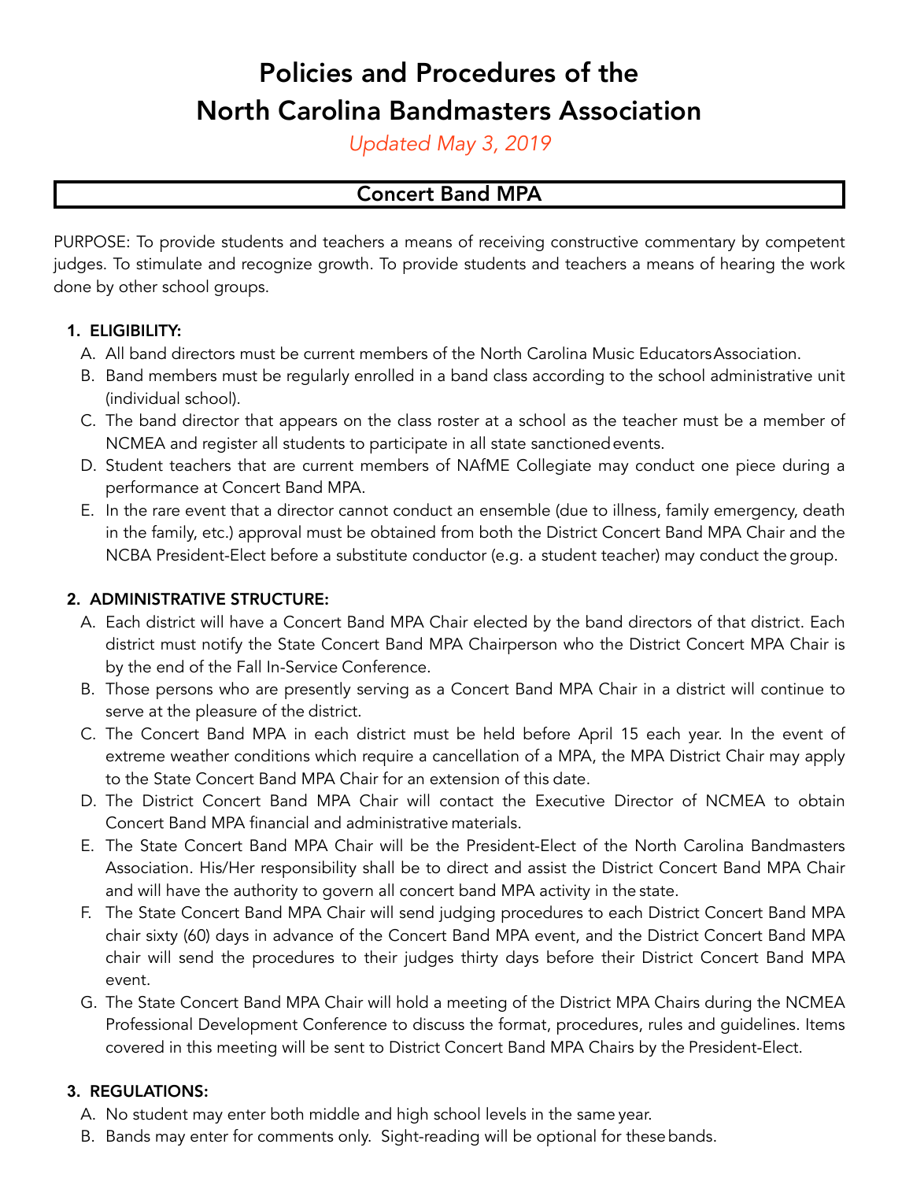# Policies and Procedures of the North Carolina Bandmasters Association

*Updated May 3, 2019*

## Concert Band MPA

PURPOSE: To provide students and teachers a means of receiving constructive commentary by competent judges. To stimulate and recognize growth. To provide students and teachers a means of hearing the work done by other school groups.

**1. ELIGIBILITY:**

A. All band directors must be current members of the North Carolina Music Educators Association.

B. Band members must be regularly enrolled in a band class according to the school administrative unit (individual school).

C. The band director that appears on the class roster at a school as the teacher must be a member of NCMEA and register all students to participate in all state sanctioned events.

D. Student teachers that are current members of NAfME Collegiate may conduct one piece during a performance at Concert Band MPA.

E. In the rare event that a director cannot conduct an ensemble (due to illness, family emergency, death in the family, etc.) approval must be obtained from both the District Concert Band MPA Chair and the NCBA President-Elect before a substitute conductor (e.g. a student teacher) may conduct the group.

**2. ADMINISTRATIVE STRUCTURE:**

A. Each district will have a Concert Band MPA Chair elected by the band directors of that district. Each district must notify the State Concert Band MPA Chairperson who the District Concert MPA Chair is by the end of the Fall In-Service Conference.

B. Those persons who are presently serving as a Concert Band MPA Chair in a district will continue to serve at the pleasure of the district.

C. The Concert Band MPA in each district must be held before April 15 each year. In the event of extreme weather conditions which require a cancellation of a MPA, the MPA District Chair may apply to the State Concert Band MPA Chair for an extension of this date.

D. The District Concert Band MPA Chair will contact the Executive Director of NCMEA to obtain Concert Band MPA financial and administrative materials.

E. The State Concert Band MPA Chair will be the President-Elect of the North Carolina Bandmasters Association. His/Her responsibility shall be to direct and assist the District Concert Band MPA Chair and will have the authority to govern all concert band MPA activity in the state.

F. The State Concert Band MPA Chair will send judging procedures to each District Concert Band MPA chair sixty (60) days in advance of the Concert Band MPA event, and the District Concert Band MPA chair will send the procedures to their judges thirty days before their District Concert Band MPA event.

G. The State Concert Band MPA Chair will hold a meeting of the District MPA Chairs during the NCMEA Professional Development Conference to discuss the format, procedures, rules and guidelines. Items covered in this meeting will be sent to District Concert Band MPA Chairs by the President-Elect.

**3. REGULATIONS:**

A. No student may enter both middle and high school levels in the same year.

B. Bands may enter for comments only. Sight-reading will be optional for these bands.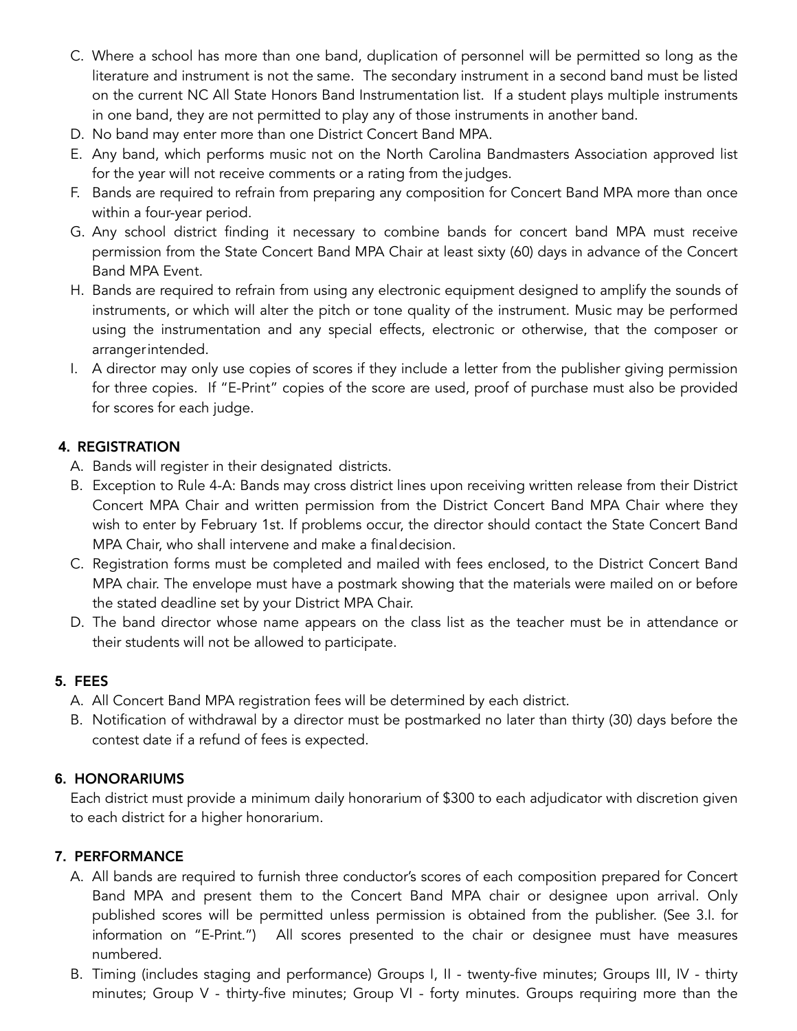C. Where a school has more than one band, duplication of personnel will be permitted so long as the literature and instrument is not the same. The secondary instrument in a second band must be listed on the current NC All State Honors Band Instrumentation list. If a student plays multiple instruments in one band, they are not permitted to play any of those instruments in another band.
D. No band may enter more than one District Concert Band MPA.
E. Any band, which performs music not on the North Carolina Bandmasters Association approved list for the year will not receive comments or a rating from the judges.
F. Bands are required to refrain from preparing any composition for Concert Band MPA more than once within a four-year period.
G. Any school district finding it necessary to combine bands for concert band MPA must receive permission from the State Concert Band MPA Chair at least sixty (60) days in advance of the Concert Band MPA Event.
H. Bands are required to refrain from using any electronic equipment designed to amplify the sounds of instruments, or which will alter the pitch or tone quality of the instrument. Music may be performed using the instrumentation and any special effects, electronic or otherwise, that the composer or arranger intended.
I. A director may only use copies of scores if they include a letter from the publisher giving permission for three copies. If "E-Print" copies of the score are used, proof of purchase must also be provided for scores for each judge.

## 4. REGISTRATION

A. Bands will register in their designated districts.
B. Exception to Rule 4-A: Bands may cross district lines upon receiving written release from their District Concert MPA Chair and written permission from the District Concert Band MPA Chair where they wish to enter by February 1st. If problems occur, the director should contact the State Concert Band MPA Chair, who shall intervene and make a final decision.
C. Registration forms must be completed and mailed with fees enclosed, to the District Concert Band MPA chair. The envelope must have a postmark showing that the materials were mailed on or before the stated deadline set by your District MPA Chair.
D. The band director whose name appears on the class list as the teacher must be in attendance or their students will not be allowed to participate.

## 5. FEES

A. All Concert Band MPA registration fees will be determined by each district.
B. Notification of withdrawal by a director must be postmarked no later than thirty (30) days before the contest date if a refund of fees is expected.

## 6. HONORARIUMS

Each district must provide a minimum daily honorarium of $300 to each adjudicator with discretion given to each district for a higher honorarium.

## 7. PERFORMANCE

A. All bands are required to furnish three conductor's scores of each composition prepared for Concert Band MPA and present them to the Concert Band MPA chair or designee upon arrival. Only published scores will be permitted unless permission is obtained from the publisher. (See 3.I. for information on "E-Print.") All scores presented to the chair or designee must have measures numbered.
B. Timing (includes staging and performance) Groups I, II - twenty-five minutes; Groups III, IV - thirty minutes; Group V - thirty-five minutes; Group VI - forty minutes. Groups requiring more than the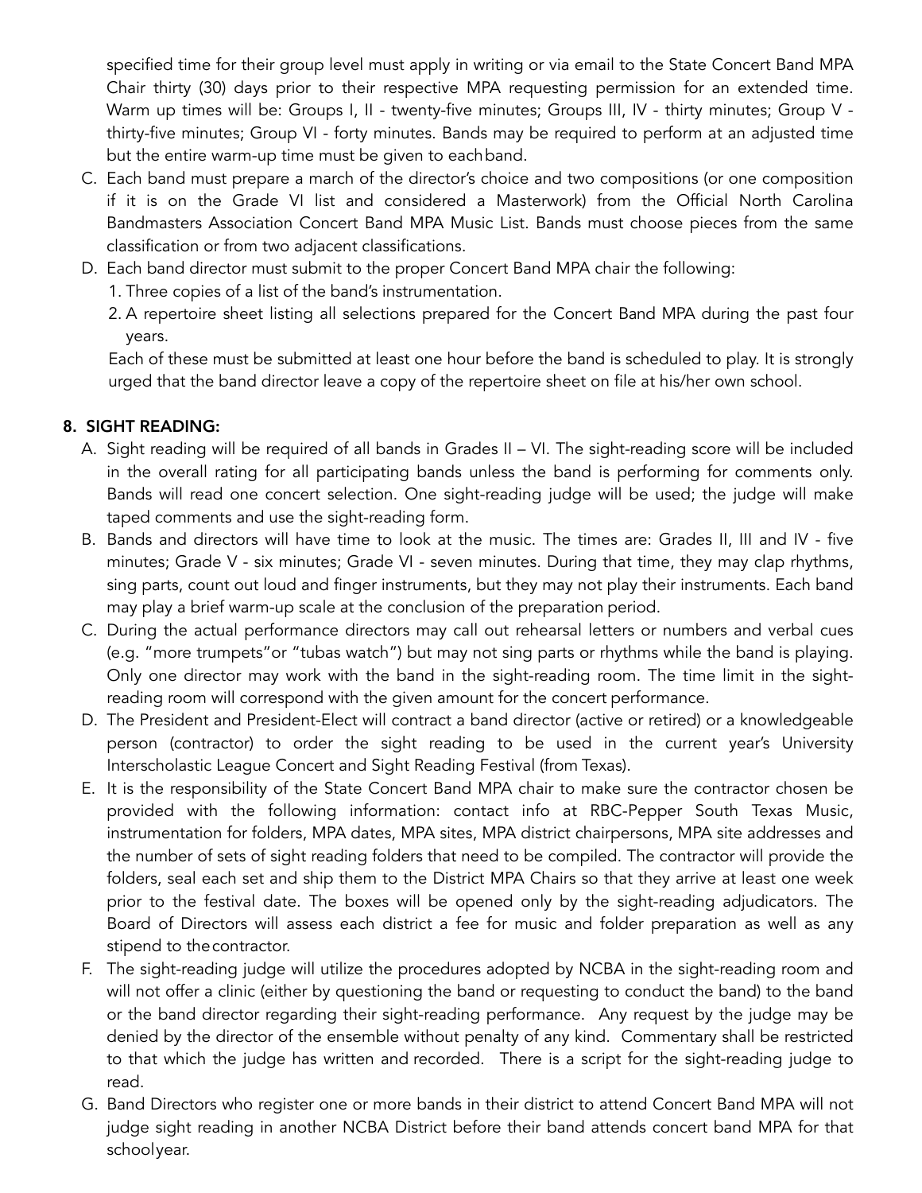specified time for their group level must apply in writing or via email to the State Concert Band MPA Chair thirty (30) days prior to their respective MPA requesting permission for an extended time. Warm up times will be: Groups I, II - twenty-five minutes; Groups III, IV - thirty minutes; Group V - thirty-five minutes; Group VI - forty minutes. Bands may be required to perform at an adjusted time but the entire warm-up time must be given to each band.

C. Each band must prepare a march of the director's choice and two compositions (or one composition if it is on the Grade VI list and considered a Masterwork) from the Official North Carolina Bandmasters Association Concert Band MPA Music List. Bands must choose pieces from the same classification or from two adjacent classifications.

D. Each band director must submit to the proper Concert Band MPA chair the following:
   1. Three copies of a list of the band's instrumentation.
   2. A repertoire sheet listing all selections prepared for the Concert Band MPA during the past four years.

   Each of these must be submitted at least one hour before the band is scheduled to play. It is strongly urged that the band director leave a copy of the repertoire sheet on file at his/her own school.

**8. SIGHT READING:**

A. Sight reading will be required of all bands in Grades II – VI. The sight-reading score will be included in the overall rating for all participating bands unless the band is performing for comments only. Bands will read one concert selection. One sight-reading judge will be used; the judge will make taped comments and use the sight-reading form.

B. Bands and directors will have time to look at the music. The times are: Grades II, III and IV - five minutes; Grade V - six minutes; Grade VI - seven minutes. During that time, they may clap rhythms, sing parts, count out loud and finger instruments, but they may not play their instruments. Each band may play a brief warm-up scale at the conclusion of the preparation period.

C. During the actual performance directors may call out rehearsal letters or numbers and verbal cues (e.g. "more trumpets"or "tubas watch") but may not sing parts or rhythms while the band is playing. Only one director may work with the band in the sight-reading room. The time limit in the sight-reading room will correspond with the given amount for the concert performance.

D. The President and President-Elect will contract a band director (active or retired) or a knowledgeable person (contractor) to order the sight reading to be used in the current year's University Interscholastic League Concert and Sight Reading Festival (from Texas).

E. It is the responsibility of the State Concert Band MPA chair to make sure the contractor chosen be provided with the following information: contact info at RBC-Pepper South Texas Music, instrumentation for folders, MPA dates, MPA sites, MPA district chairpersons, MPA site addresses and the number of sets of sight reading folders that need to be compiled. The contractor will provide the folders, seal each set and ship them to the District MPA Chairs so that they arrive at least one week prior to the festival date. The boxes will be opened only by the sight-reading adjudicators. The Board of Directors will assess each district a fee for music and folder preparation as well as any stipend to the contractor.

F. The sight-reading judge will utilize the procedures adopted by NCBA in the sight-reading room and will not offer a clinic (either by questioning the band or requesting to conduct the band) to the band or the band director regarding their sight-reading performance. Any request by the judge may be denied by the director of the ensemble without penalty of any kind. Commentary shall be restricted to that which the judge has written and recorded. There is a script for the sight-reading judge to read.

G. Band Directors who register one or more bands in their district to attend Concert Band MPA will not judge sight reading in another NCBA District before their band attends concert band MPA for that school year.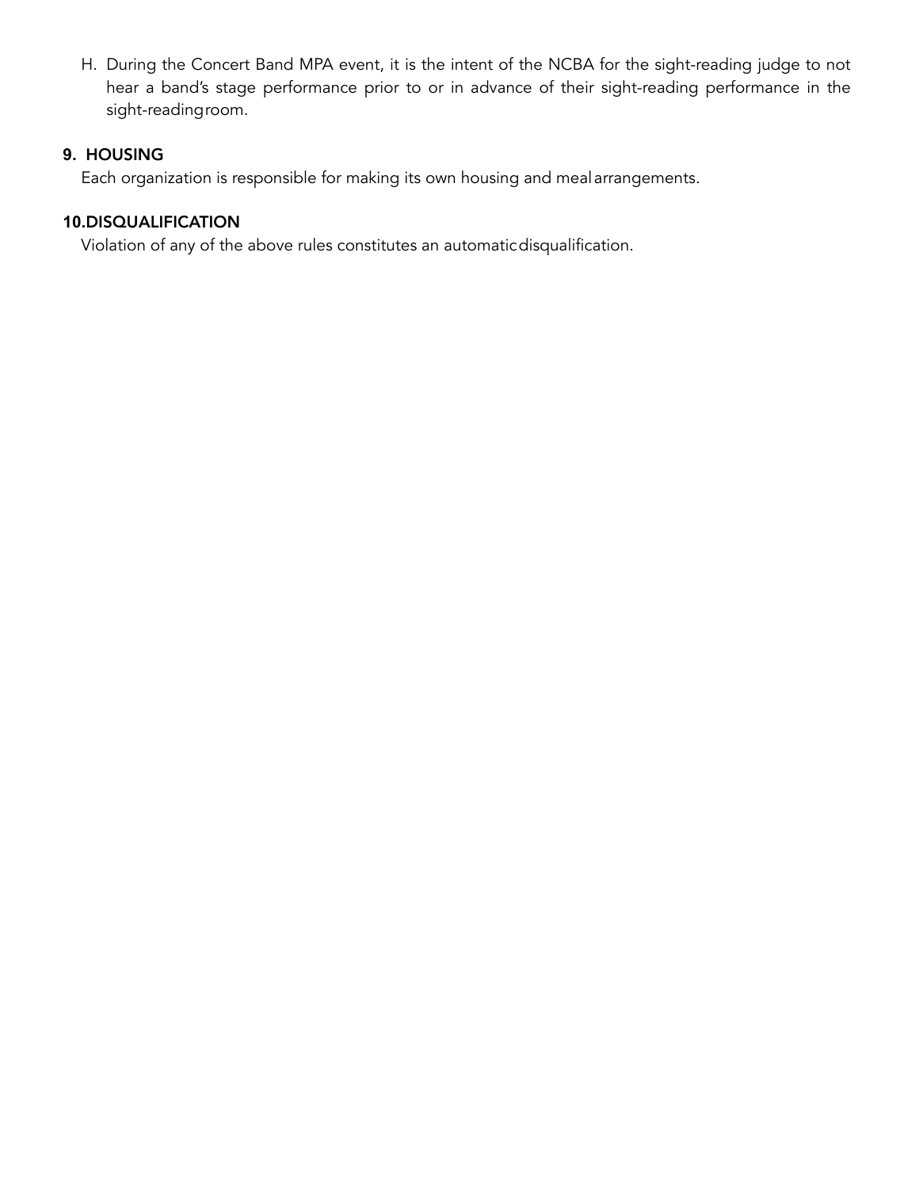H. During the Concert Band MPA event, it is the intent of the NCBA for the sight-reading judge to not hear a band's stage performance prior to or in advance of their sight-reading performance in the sight-reading room.

## 9. HOUSING

Each organization is responsible for making its own housing and meal arrangements.

## 10. DISQUALIFICATION

Violation of any of the above rules constitutes an automatic disqualification.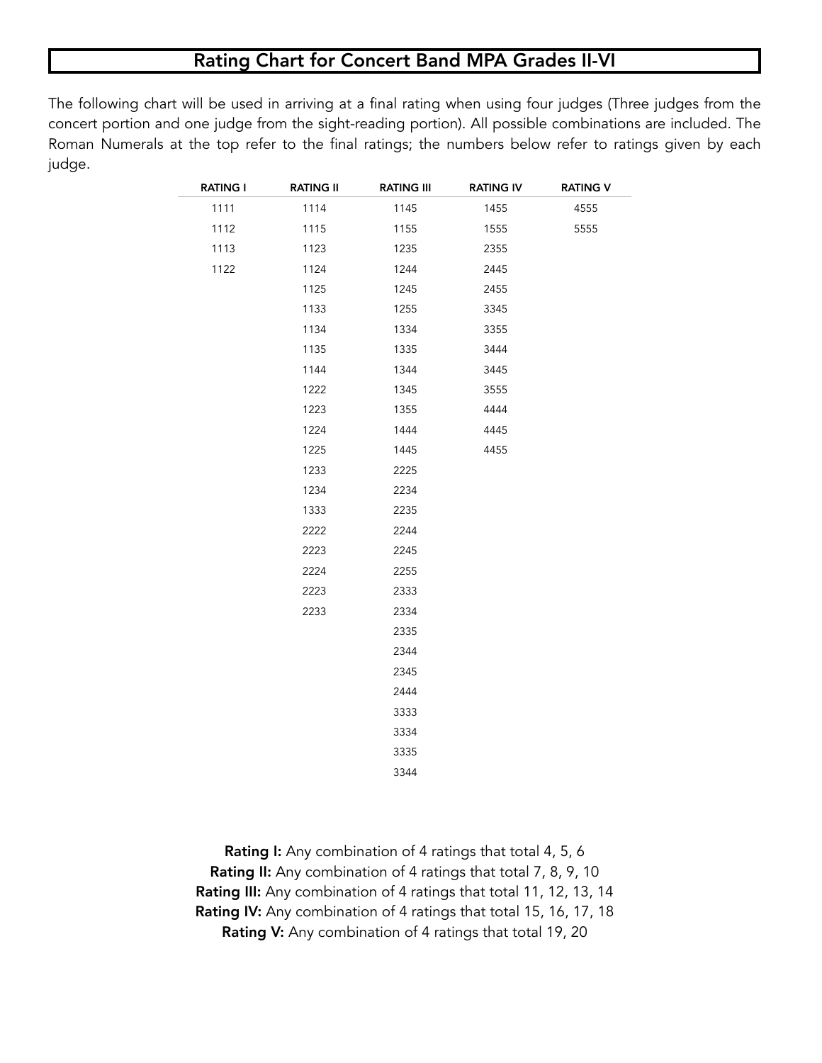## Rating Chart for Concert Band MPA Grades II-VI

The following chart will be used in arriving at a final rating when using four judges (Three judges from the concert portion and one judge from the sight-reading portion). All possible combinations are included. The Roman Numerals at the top refer to the final ratings; the numbers below refer to ratings given by each judge.

| RATING I | RATING II | RATING III | RATING IV | RATING V |
|---|---|---|---|---|
| 1111 | 1114 | 1145 | 1455 | 4555 |
| 1112 | 1115 | 1155 | 1555 | 5555 |
| 1113 | 1123 | 1235 | 2355 | |
| 1122 | 1124 | 1244 | 2445 | |
| | 1125 | 1245 | 2455 | |
| | 1133 | 1255 | 3345 | |
| | 1134 | 1334 | 3355 | |
| | 1135 | 1335 | 3444 | |
| | 1144 | 1344 | 3445 | |
| | 1222 | 1345 | 3555 | |
| | 1223 | 1355 | 4444 | |
| | 1224 | 1444 | 4445 | |
| | 1225 | 1445 | 4455 | |
| | 1233 | 2225 | | |
| | 1234 | 2234 | | |
| | 1333 | 2235 | | |
| | 2222 | 2244 | | |
| | 2223 | 2245 | | |
| | 2224 | 2255 | | |
| | 2223 | 2333 | | |
| | 2233 | 2334 | | |
| | | 2335 | | |
| | | 2344 | | |
| | | 2345 | | |
| | | 2444 | | |
| | | 3333 | | |
| | | 3334 | | |
| | | 3335 | | |
| | | 3344 | | |

**Rating I:** Any combination of 4 ratings that total 4, 5, 6
**Rating II:** Any combination of 4 ratings that total 7, 8, 9, 10
**Rating III:** Any combination of 4 ratings that total 11, 12, 13, 14
**Rating IV:** Any combination of 4 ratings that total 15, 16, 17, 18
**Rating V:** Any combination of 4 ratings that total 19, 20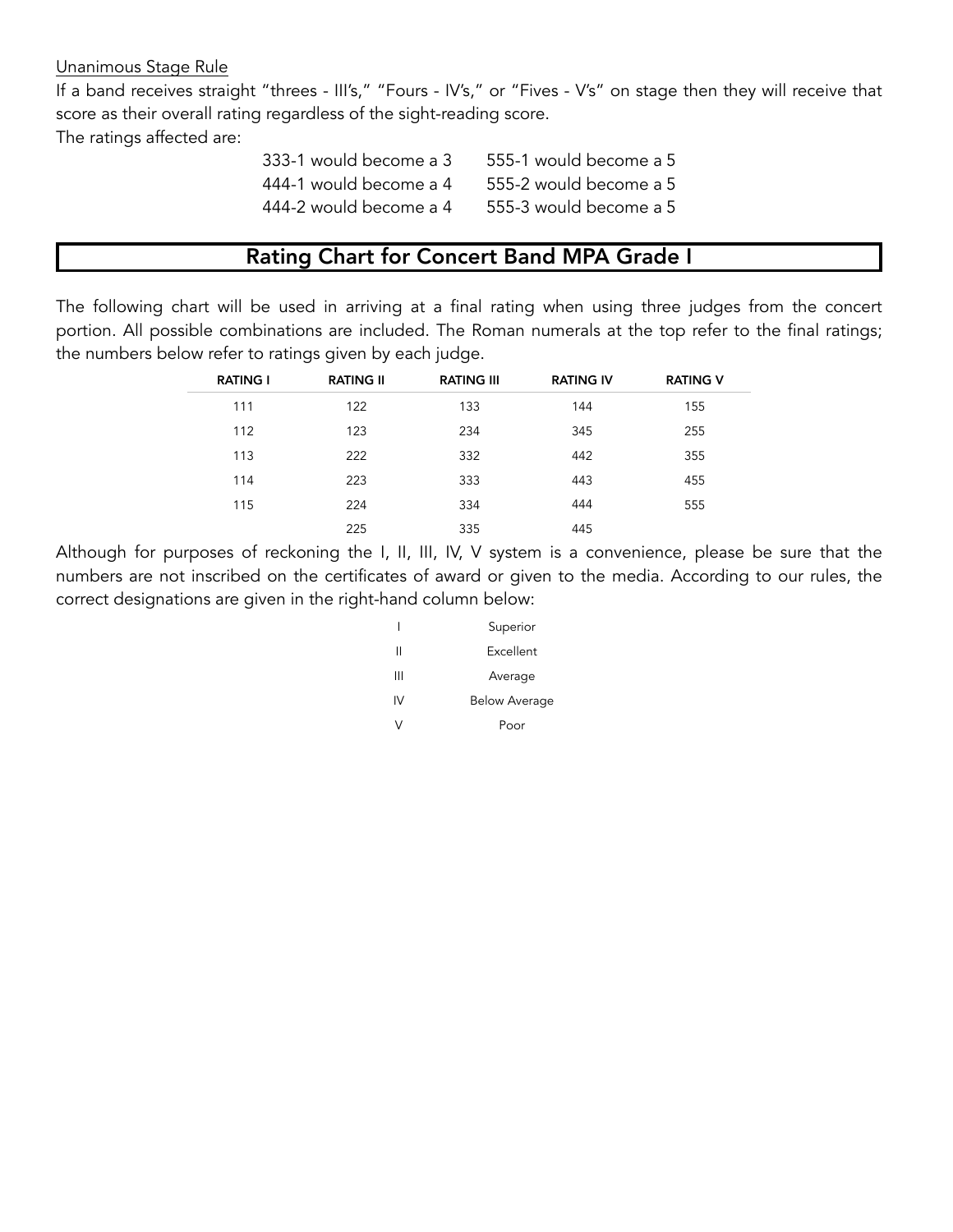Unanimous Stage Rule

If a band receives straight "threes - III's," "Fours - IV's," or "Fives - V's" on stage then they will receive that score as their overall rating regardless of the sight-reading score.

The ratings affected are:

| | |
|---|---|
| 333-1 would become a 3 | 555-1 would become a 5 |
| 444-1 would become a 4 | 555-2 would become a 5 |
| 444-2 would become a 4 | 555-3 would become a 5 |

## Rating Chart for Concert Band MPA Grade I

The following chart will be used in arriving at a final rating when using three judges from the concert portion. All possible combinations are included. The Roman numerals at the top refer to the final ratings; the numbers below refer to ratings given by each judge.

| RATING I | RATING II | RATING III | RATING IV | RATING V |
|---|---|---|---|---|
| 111 | 122 | 133 | 144 | 155 |
| 112 | 123 | 234 | 345 | 255 |
| 113 | 222 | 332 | 442 | 355 |
| 114 | 223 | 333 | 443 | 455 |
| 115 | 224 | 334 | 444 | 555 |
| | 225 | 335 | 445 | |

Although for purposes of reckoning the I, II, III, IV, V system is a convenience, please be sure that the numbers are not inscribed on the certificates of award or given to the media. According to our rules, the correct designations are given in the right-hand column below:

| | |
|---|---|
| I | Superior |
| II | Excellent |
| III | Average |
| IV | Below Average |
| V | Poor |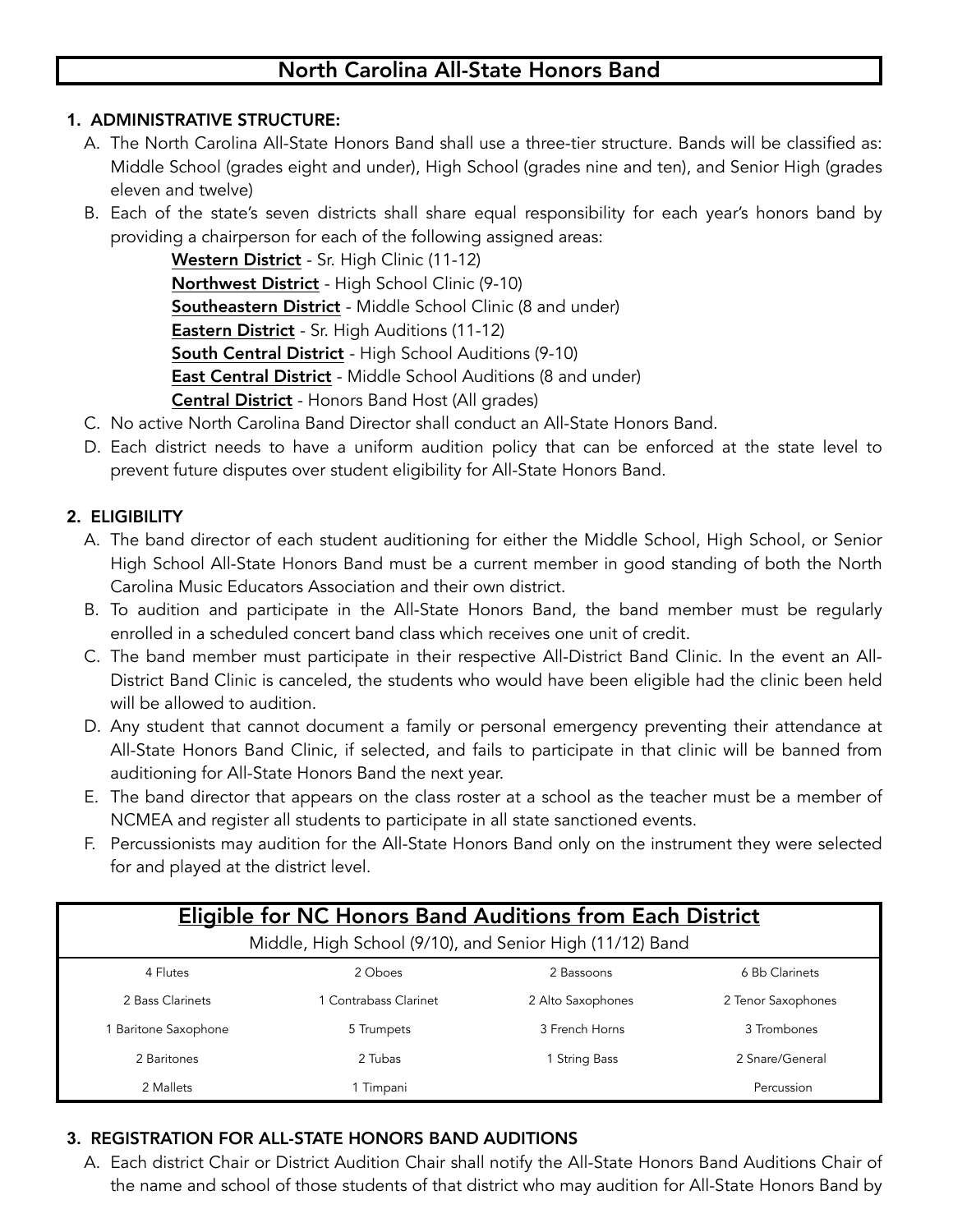# North Carolina All-State Honors Band

1. **ADMINISTRATIVE STRUCTURE:**
   A. The North Carolina All-State Honors Band shall use a three-tier structure. Bands will be classified as: Middle School (grades eight and under), High School (grades nine and ten), and Senior High (grades eleven and twelve)
   B. Each of the state's seven districts shall share equal responsibility for each year's honors band by providing a chairperson for each of the following assigned areas:
      - **Western District** - Sr. High Clinic (11-12)
      - **Northwest District** - High School Clinic (9-10)
      - **Southeastern District** - Middle School Clinic (8 and under)
      - **Eastern District** - Sr. High Auditions (11-12)
      - **South Central District** - High School Auditions (9-10)
      - **East Central District** - Middle School Auditions (8 and under)
      - **Central District** - Honors Band Host (All grades)
   C. No active North Carolina Band Director shall conduct an All-State Honors Band.
   D. Each district needs to have a uniform audition policy that can be enforced at the state level to prevent future disputes over student eligibility for All-State Honors Band.

2. **ELIGIBILITY**
   A. The band director of each student auditioning for either the Middle School, High School, or Senior High School All-State Honors Band must be a current member in good standing of both the North Carolina Music Educators Association and their own district.
   B. To audition and participate in the All-State Honors Band, the band member must be regularly enrolled in a scheduled concert band class which receives one unit of credit.
   C. The band member must participate in their respective All-District Band Clinic. In the event an All-District Band Clinic is canceled, the students who would have been eligible had the clinic been held will be allowed to audition.
   D. Any student that cannot document a family or personal emergency preventing their attendance at All-State Honors Band Clinic, if selected, and fails to participate in that clinic will be banned from auditioning for All-State Honors Band the next year.
   E. The band director that appears on the class roster at a school as the teacher must be a member of NCMEA and register all students to participate in all state sanctioned events.
   F. Percussionists may audition for the All-State Honors Band only on the instrument they were selected for and played at the district level.

**Eligible for NC Honors Band Auditions from Each District**

Middle, High School (9/10), and Senior High (11/12) Band

| | | | |
|---|---|---|---|
| 4 Flutes | 2 Oboes | 2 Bassoons | 6 Bb Clarinets |
| 2 Bass Clarinets | 1 Contrabass Clarinet | 2 Alto Saxophones | 2 Tenor Saxophones |
| 1 Baritone Saxophone | 5 Trumpets | 3 French Horns | 3 Trombones |
| 2 Baritones | 2 Tubas | 1 String Bass | 2 Snare/General Percussion |
| 2 Mallets | 1 Timpani | | |

3. **REGISTRATION FOR ALL-STATE HONORS BAND AUDITIONS**
   A. Each district Chair or District Audition Chair shall notify the All-State Honors Band Auditions Chair of the name and school of those students of that district who may audition for All-State Honors Band by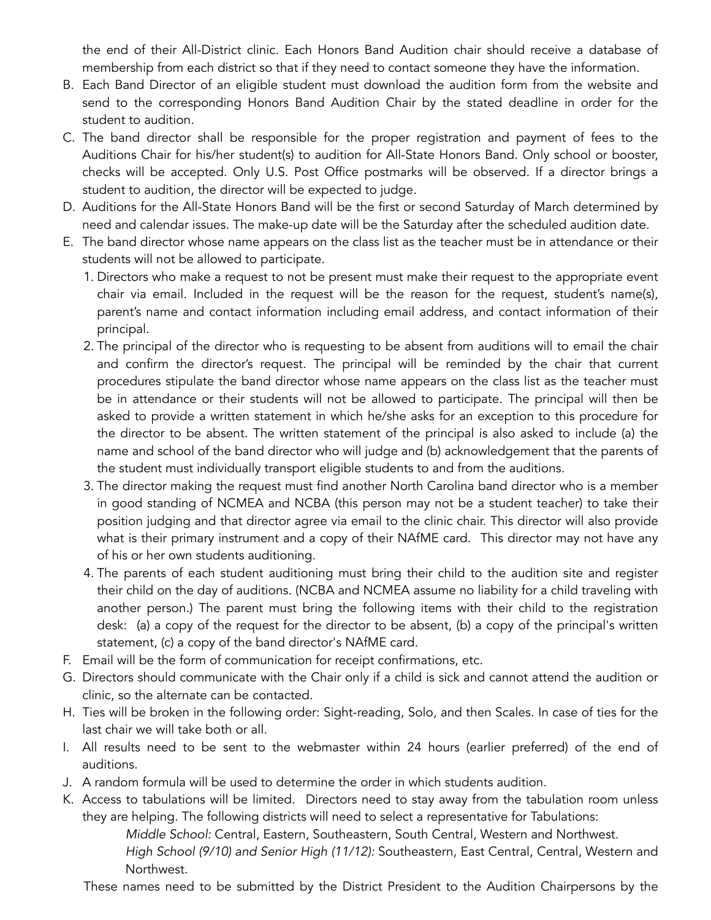the end of their All-District clinic. Each Honors Band Audition chair should receive a database of membership from each district so that if they need to contact someone they have the information.

B. Each Band Director of an eligible student must download the audition form from the website and send to the corresponding Honors Band Audition Chair by the stated deadline in order for the student to audition.
C. The band director shall be responsible for the proper registration and payment of fees to the Auditions Chair for his/her student(s) to audition for All-State Honors Band. Only school or booster, checks will be accepted. Only U.S. Post Office postmarks will be observed. If a director brings a student to audition, the director will be expected to judge.
D. Auditions for the All-State Honors Band will be the first or second Saturday of March determined by need and calendar issues. The make-up date will be the Saturday after the scheduled audition date.
E. The band director whose name appears on the class list as the teacher must be in attendance or their students will not be allowed to participate.
    1. Directors who make a request to not be present must make their request to the appropriate event chair via email. Included in the request will be the reason for the request, student's name(s), parent's name and contact information including email address, and contact information of their principal.
    2. The principal of the director who is requesting to be absent from auditions will to email the chair and confirm the director's request. The principal will be reminded by the chair that current procedures stipulate the band director whose name appears on the class list as the teacher must be in attendance or their students will not be allowed to participate. The principal will then be asked to provide a written statement in which he/she asks for an exception to this procedure for the director to be absent. The written statement of the principal is also asked to include (a) the name and school of the band director who will judge and (b) acknowledgement that the parents of the student must individually transport eligible students to and from the auditions.
    3. The director making the request must find another North Carolina band director who is a member in good standing of NCMEA and NCBA (this person may not be a student teacher) to take their position judging and that director agree via email to the clinic chair. This director will also provide what is their primary instrument and a copy of their NAfME card. This director may not have any of his or her own students auditioning.
    4. The parents of each student auditioning must bring their child to the audition site and register their child on the day of auditions. (NCBA and NCMEA assume no liability for a child traveling with another person.) The parent must bring the following items with their child to the registration desk: (a) a copy of the request for the director to be absent, (b) a copy of the principal's written statement, (c) a copy of the band director's NAfME card.
F. Email will be the form of communication for receipt confirmations, etc.
G. Directors should communicate with the Chair only if a child is sick and cannot attend the audition or clinic, so the alternate can be contacted.
H. Ties will be broken in the following order: Sight-reading, Solo, and then Scales. In case of ties for the last chair we will take both or all.
I. All results need to be sent to the webmaster within 24 hours (earlier preferred) of the end of auditions.
J. A random formula will be used to determine the order in which students audition.
K. Access to tabulations will be limited. Directors need to stay away from the tabulation room unless they are helping. The following districts will need to select a representative for Tabulations:

    *Middle School:* Central, Eastern, Southeastern, South Central, Western and Northwest.

    *High School (9/10) and Senior High (11/12):* Southeastern, East Central, Central, Western and Northwest.

    These names need to be submitted by the District President to the Audition Chairpersons by the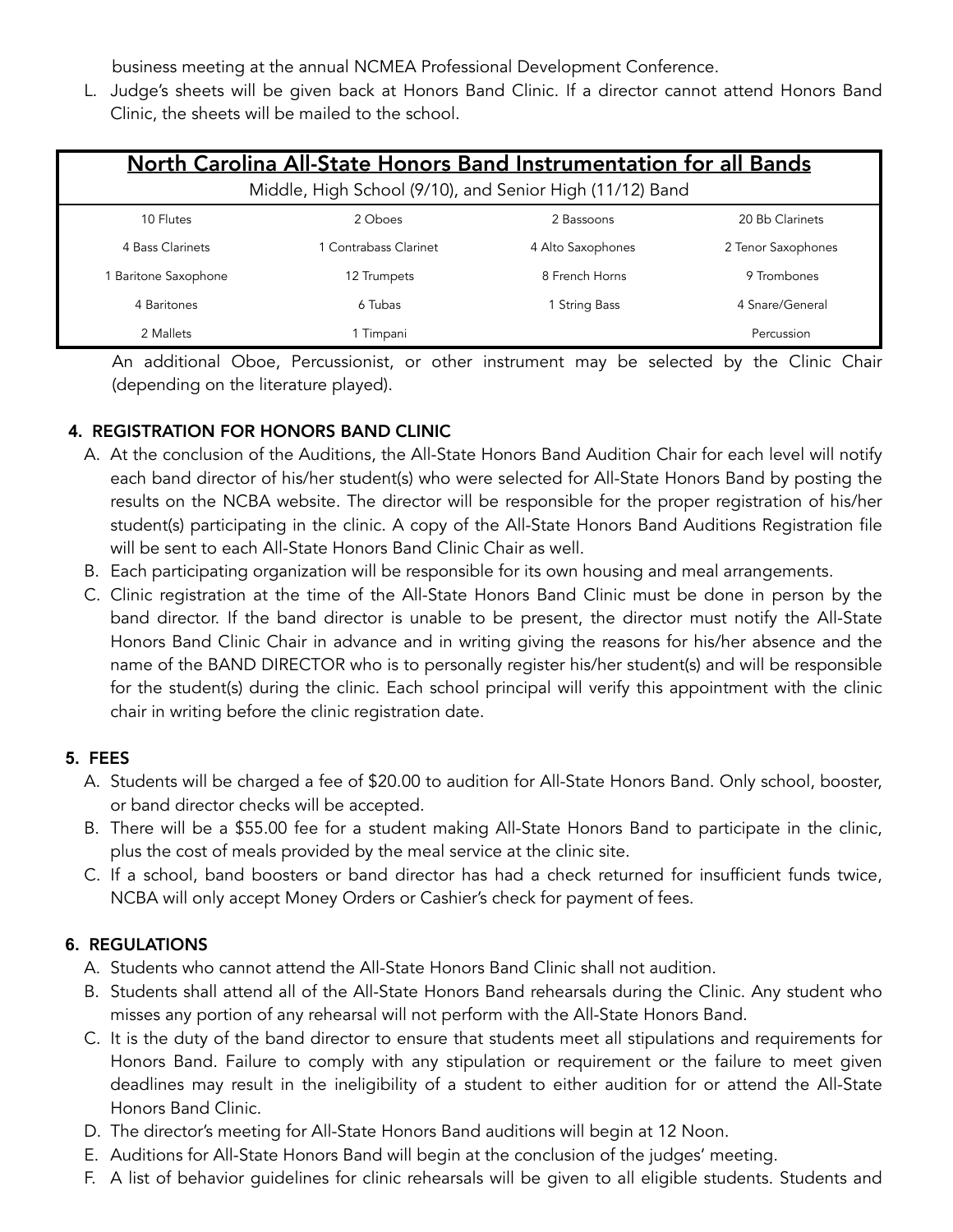business meeting at the annual NCMEA Professional Development Conference.

L. Judge's sheets will be given back at Honors Band Clinic. If a director cannot attend Honors Band Clinic, the sheets will be mailed to the school.

| North Carolina All-State Honors Band Instrumentation for all Bands<br>Middle, High School (9/10), and Senior High (11/12) Band | | | |
|---|---|---|---|
| 10 Flutes | 2 Oboes | 2 Bassoons | 20 Bb Clarinets |
| 4 Bass Clarinets | 1 Contrabass Clarinet | 4 Alto Saxophones | 2 Tenor Saxophones |
| 1 Baritone Saxophone | 12 Trumpets | 8 French Horns | 9 Trombones |
| 4 Baritones | 6 Tubas | 1 String Bass | 4 Snare/General |
| 2 Mallets | 1 Timpani | | Percussion |

An additional Oboe, Percussionist, or other instrument may be selected by the Clinic Chair (depending on the literature played).

### 4. REGISTRATION FOR HONORS BAND CLINIC

A. At the conclusion of the Auditions, the All-State Honors Band Audition Chair for each level will notify each band director of his/her student(s) who were selected for All-State Honors Band by posting the results on the NCBA website. The director will be responsible for the proper registration of his/her student(s) participating in the clinic. A copy of the All-State Honors Band Auditions Registration file will be sent to each All-State Honors Band Clinic Chair as well.

B. Each participating organization will be responsible for its own housing and meal arrangements.

C. Clinic registration at the time of the All-State Honors Band Clinic must be done in person by the band director. If the band director is unable to be present, the director must notify the All-State Honors Band Clinic Chair in advance and in writing giving the reasons for his/her absence and the name of the BAND DIRECTOR who is to personally register his/her student(s) and will be responsible for the student(s) during the clinic. Each school principal will verify this appointment with the clinic chair in writing before the clinic registration date.

### 5. FEES

A. Students will be charged a fee of $20.00 to audition for All-State Honors Band. Only school, booster, or band director checks will be accepted.

B. There will be a $55.00 fee for a student making All-State Honors Band to participate in the clinic, plus the cost of meals provided by the meal service at the clinic site.

C. If a school, band boosters or band director has had a check returned for insufficient funds twice, NCBA will only accept Money Orders or Cashier's check for payment of fees.

### 6. REGULATIONS

A. Students who cannot attend the All-State Honors Band Clinic shall not audition.

B. Students shall attend all of the All-State Honors Band rehearsals during the Clinic. Any student who misses any portion of any rehearsal will not perform with the All-State Honors Band.

C. It is the duty of the band director to ensure that students meet all stipulations and requirements for Honors Band. Failure to comply with any stipulation or requirement or the failure to meet given deadlines may result in the ineligibility of a student to either audition for or attend the All-State Honors Band Clinic.

D. The director's meeting for All-State Honors Band auditions will begin at 12 Noon.

E. Auditions for All-State Honors Band will begin at the conclusion of the judges' meeting.

F. A list of behavior guidelines for clinic rehearsals will be given to all eligible students. Students and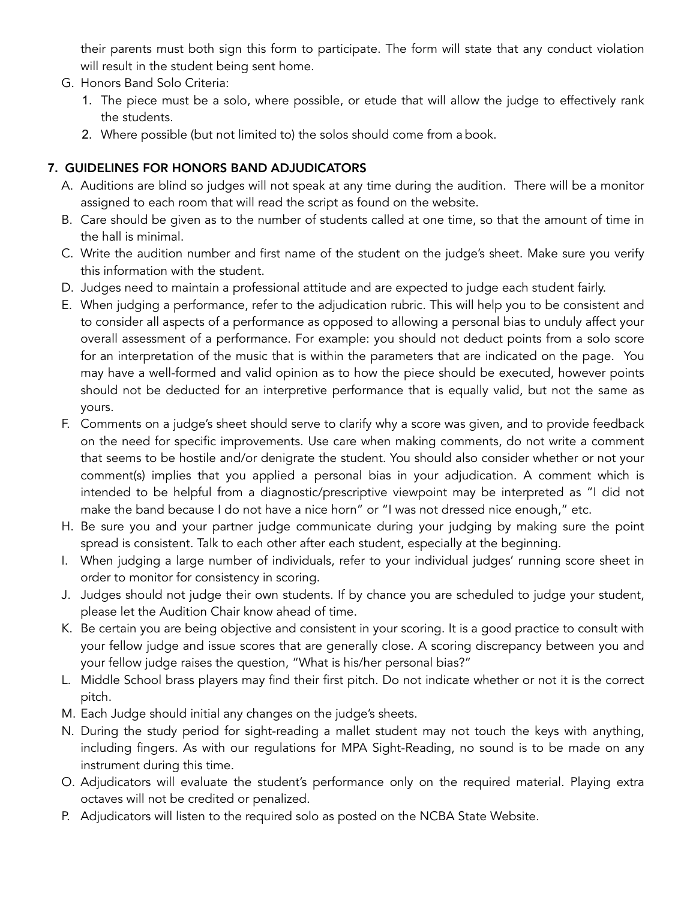their parents must both sign this form to participate. The form will state that any conduct violation will result in the student being sent home.

G. Honors Band Solo Criteria:
    1. The piece must be a solo, where possible, or etude that will allow the judge to effectively rank the students.
    2. Where possible (but not limited to) the solos should come from a book.

## 7. GUIDELINES FOR HONORS BAND ADJUDICATORS

A. Auditions are blind so judges will not speak at any time during the audition. There will be a monitor assigned to each room that will read the script as found on the website.
B. Care should be given as to the number of students called at one time, so that the amount of time in the hall is minimal.
C. Write the audition number and first name of the student on the judge's sheet. Make sure you verify this information with the student.
D. Judges need to maintain a professional attitude and are expected to judge each student fairly.
E. When judging a performance, refer to the adjudication rubric. This will help you to be consistent and to consider all aspects of a performance as opposed to allowing a personal bias to unduly affect your overall assessment of a performance. For example: you should not deduct points from a solo score for an interpretation of the music that is within the parameters that are indicated on the page. You may have a well-formed and valid opinion as to how the piece should be executed, however points should not be deducted for an interpretive performance that is equally valid, but not the same as yours.
F. Comments on a judge's sheet should serve to clarify why a score was given, and to provide feedback on the need for specific improvements. Use care when making comments, do not write a comment that seems to be hostile and/or denigrate the student. You should also consider whether or not your comment(s) implies that you applied a personal bias in your adjudication. A comment which is intended to be helpful from a diagnostic/prescriptive viewpoint may be interpreted as "I did not make the band because I do not have a nice horn" or "I was not dressed nice enough," etc.
H. Be sure you and your partner judge communicate during your judging by making sure the point spread is consistent. Talk to each other after each student, especially at the beginning.
I. When judging a large number of individuals, refer to your individual judges' running score sheet in order to monitor for consistency in scoring.
J. Judges should not judge their own students. If by chance you are scheduled to judge your student, please let the Audition Chair know ahead of time.
K. Be certain you are being objective and consistent in your scoring. It is a good practice to consult with your fellow judge and issue scores that are generally close. A scoring discrepancy between you and your fellow judge raises the question, "What is his/her personal bias?"
L. Middle School brass players may find their first pitch. Do not indicate whether or not it is the correct pitch.
M. Each Judge should initial any changes on the judge's sheets.
N. During the study period for sight-reading a mallet student may not touch the keys with anything, including fingers. As with our regulations for MPA Sight-Reading, no sound is to be made on any instrument during this time.
O. Adjudicators will evaluate the student's performance only on the required material. Playing extra octaves will not be credited or penalized.
P. Adjudicators will listen to the required solo as posted on the NCBA State Website.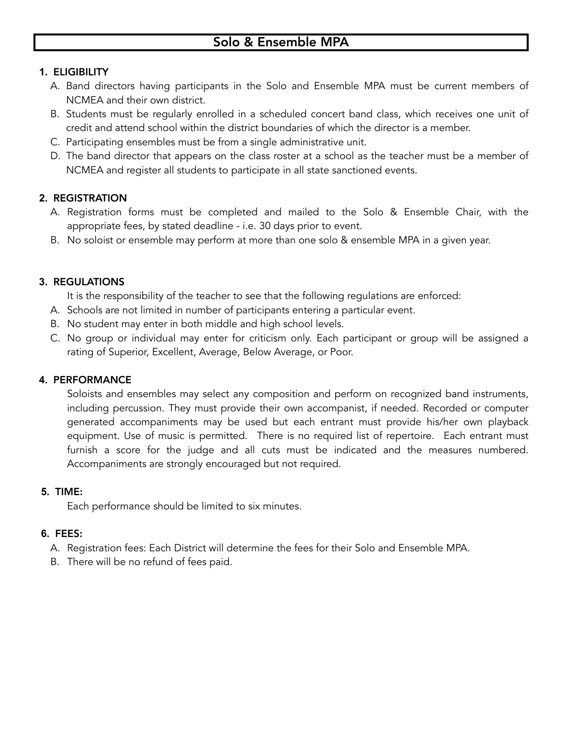# Solo & Ensemble MPA

**1. ELIGIBILITY**

A. Band directors having participants in the Solo and Ensemble MPA must be current members of NCMEA and their own district.

B. Students must be regularly enrolled in a scheduled concert band class, which receives one unit of credit and attend school within the district boundaries of which the director is a member.

C. Participating ensembles must be from a single administrative unit.

D. The band director that appears on the class roster at a school as the teacher must be a member of NCMEA and register all students to participate in all state sanctioned events.

**2. REGISTRATION**

A. Registration forms must be completed and mailed to the Solo & Ensemble Chair, with the appropriate fees, by stated deadline - i.e. 30 days prior to event.

B. No soloist or ensemble may perform at more than one solo & ensemble MPA in a given year.

**3. REGULATIONS**

It is the responsibility of the teacher to see that the following regulations are enforced:

A. Schools are not limited in number of participants entering a particular event.

B. No student may enter in both middle and high school levels.

C. No group or individual may enter for criticism only. Each participant or group will be assigned a rating of Superior, Excellent, Average, Below Average, or Poor.

**4. PERFORMANCE**

Soloists and ensembles may select any composition and perform on recognized band instruments, including percussion. They must provide their own accompanist, if needed. Recorded or computer generated accompaniments may be used but each entrant must provide his/her own playback equipment. Use of music is permitted. There is no required list of repertoire. Each entrant must furnish a score for the judge and all cuts must be indicated and the measures numbered. Accompaniments are strongly encouraged but not required.

**5. TIME:**

Each performance should be limited to six minutes.

**6. FEES:**

A. Registration fees: Each District will determine the fees for their Solo and Ensemble MPA.

B. There will be no refund of fees paid.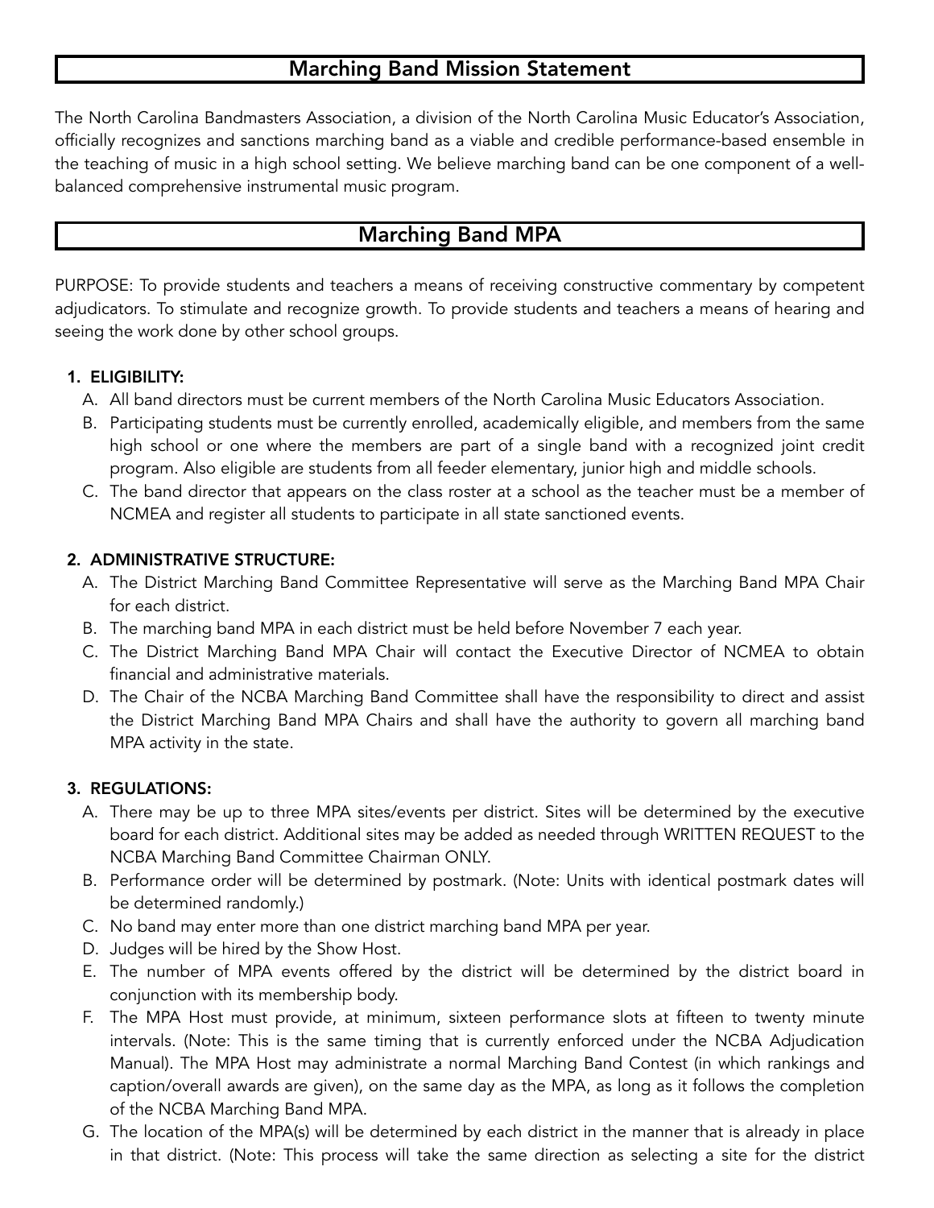## Marching Band Mission Statement

The North Carolina Bandmasters Association, a division of the North Carolina Music Educator's Association, officially recognizes and sanctions marching band as a viable and credible performance-based ensemble in the teaching of music in a high school setting. We believe marching band can be one component of a well-balanced comprehensive instrumental music program.

## Marching Band MPA

PURPOSE: To provide students and teachers a means of receiving constructive commentary by competent adjudicators. To stimulate and recognize growth. To provide students and teachers a means of hearing and seeing the work done by other school groups.

**1. ELIGIBILITY:**

A. All band directors must be current members of the North Carolina Music Educators Association.

B. Participating students must be currently enrolled, academically eligible, and members from the same high school or one where the members are part of a single band with a recognized joint credit program. Also eligible are students from all feeder elementary, junior high and middle schools.

C. The band director that appears on the class roster at a school as the teacher must be a member of NCMEA and register all students to participate in all state sanctioned events.

**2. ADMINISTRATIVE STRUCTURE:**

A. The District Marching Band Committee Representative will serve as the Marching Band MPA Chair for each district.

B. The marching band MPA in each district must be held before November 7 each year.

C. The District Marching Band MPA Chair will contact the Executive Director of NCMEA to obtain financial and administrative materials.

D. The Chair of the NCBA Marching Band Committee shall have the responsibility to direct and assist the District Marching Band MPA Chairs and shall have the authority to govern all marching band MPA activity in the state.

**3. REGULATIONS:**

A. There may be up to three MPA sites/events per district. Sites will be determined by the executive board for each district. Additional sites may be added as needed through WRITTEN REQUEST to the NCBA Marching Band Committee Chairman ONLY.

B. Performance order will be determined by postmark. (Note: Units with identical postmark dates will be determined randomly.)

C. No band may enter more than one district marching band MPA per year.

D. Judges will be hired by the Show Host.

E. The number of MPA events offered by the district will be determined by the district board in conjunction with its membership body.

F. The MPA Host must provide, at minimum, sixteen performance slots at fifteen to twenty minute intervals. (Note: This is the same timing that is currently enforced under the NCBA Adjudication Manual). The MPA Host may administrate a normal Marching Band Contest (in which rankings and caption/overall awards are given), on the same day as the MPA, as long as it follows the completion of the NCBA Marching Band MPA.

G. The location of the MPA(s) will be determined by each district in the manner that is already in place in that district. (Note: This process will take the same direction as selecting a site for the district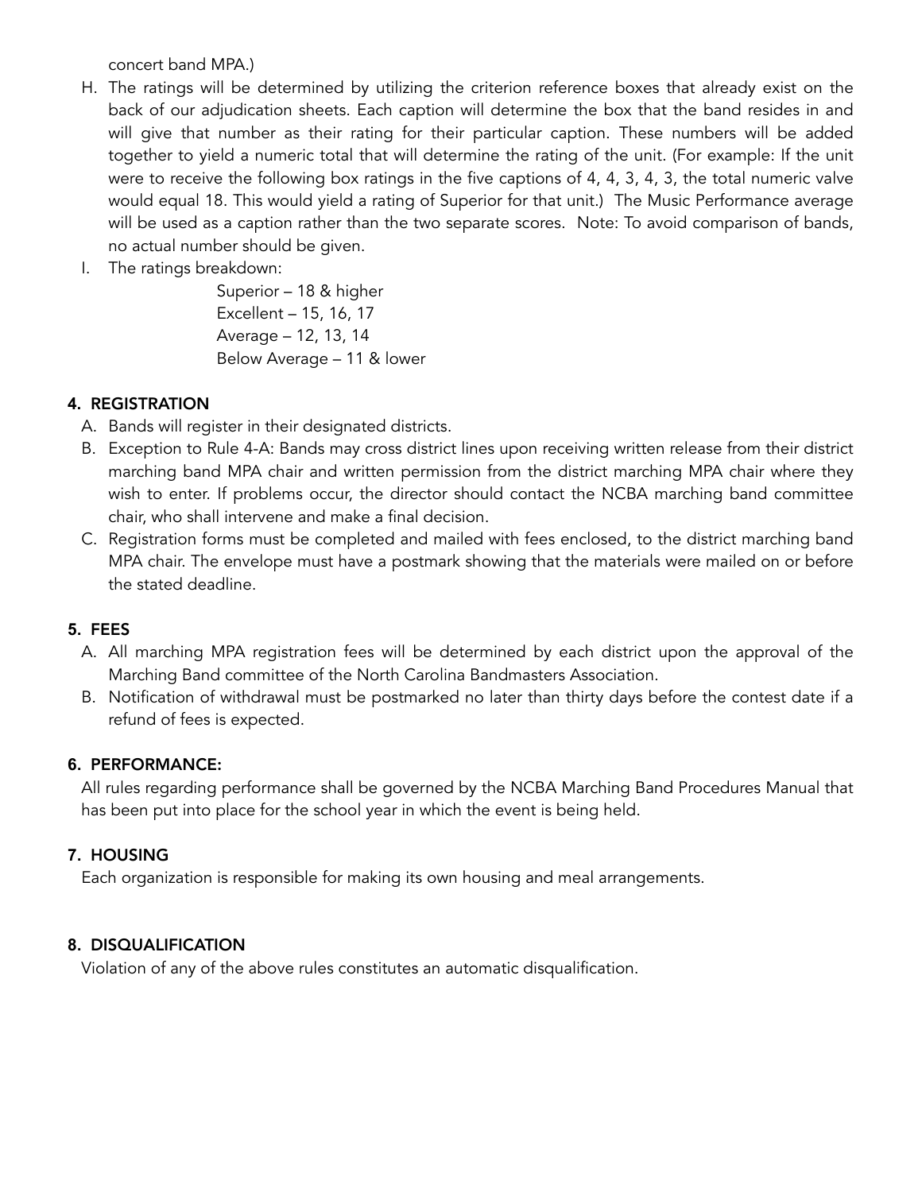concert band MPA.)

H. The ratings will be determined by utilizing the criterion reference boxes that already exist on the back of our adjudication sheets. Each caption will determine the box that the band resides in and will give that number as their rating for their particular caption. These numbers will be added together to yield a numeric total that will determine the rating of the unit. (For example: If the unit were to receive the following box ratings in the five captions of 4, 4, 3, 4, 3, the total numeric valve would equal 18. This would yield a rating of Superior for that unit.) The Music Performance average will be used as a caption rather than the two separate scores. Note: To avoid comparison of bands, no actual number should be given.

I. The ratings breakdown:

   Superior – 18 & higher
   Excellent – 15, 16, 17
   Average – 12, 13, 14
   Below Average – 11 & lower

## 4. REGISTRATION

A. Bands will register in their designated districts.

B. Exception to Rule 4-A: Bands may cross district lines upon receiving written release from their district marching band MPA chair and written permission from the district marching MPA chair where they wish to enter. If problems occur, the director should contact the NCBA marching band committee chair, who shall intervene and make a final decision.

C. Registration forms must be completed and mailed with fees enclosed, to the district marching band MPA chair. The envelope must have a postmark showing that the materials were mailed on or before the stated deadline.

## 5. FEES

A. All marching MPA registration fees will be determined by each district upon the approval of the Marching Band committee of the North Carolina Bandmasters Association.

B. Notification of withdrawal must be postmarked no later than thirty days before the contest date if a refund of fees is expected.

## 6. PERFORMANCE:

All rules regarding performance shall be governed by the NCBA Marching Band Procedures Manual that has been put into place for the school year in which the event is being held.

## 7. HOUSING

Each organization is responsible for making its own housing and meal arrangements.

## 8. DISQUALIFICATION

Violation of any of the above rules constitutes an automatic disqualification.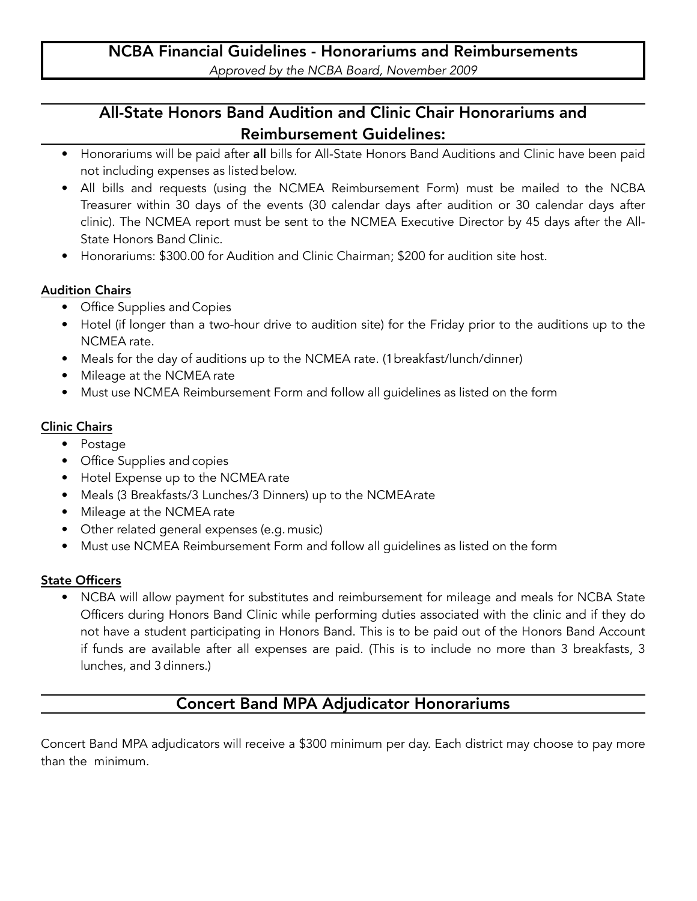# NCBA Financial Guidelines - Honorariums and Reimbursements

*Approved by the NCBA Board, November 2009*

## All-State Honors Band Audition and Clinic Chair Honorariums and Reimbursement Guidelines:

- Honorariums will be paid after **all** bills for All-State Honors Band Auditions and Clinic have been paid not including expenses as listed below.
- All bills and requests (using the NCMEA Reimbursement Form) must be mailed to the NCBA Treasurer within 30 days of the events (30 calendar days after audition or 30 calendar days after clinic). The NCMEA report must be sent to the NCMEA Executive Director by 45 days after the All-State Honors Band Clinic.
- Honorariums: $300.00 for Audition and Clinic Chairman; $200 for audition site host.

### Audition Chairs

- Office Supplies and Copies
- Hotel (if longer than a two-hour drive to audition site) for the Friday prior to the auditions up to the NCMEA rate.
- Meals for the day of auditions up to the NCMEA rate. (1 breakfast/lunch/dinner)
- Mileage at the NCMEA rate
- Must use NCMEA Reimbursement Form and follow all guidelines as listed on the form

### Clinic Chairs

- Postage
- Office Supplies and copies
- Hotel Expense up to the NCMEA rate
- Meals (3 Breakfasts/3 Lunches/3 Dinners) up to the NCMEA rate
- Mileage at the NCMEA rate
- Other related general expenses (e.g. music)
- Must use NCMEA Reimbursement Form and follow all guidelines as listed on the form

### State Officers

- NCBA will allow payment for substitutes and reimbursement for mileage and meals for NCBA State Officers during Honors Band Clinic while performing duties associated with the clinic and if they do not have a student participating in Honors Band. This is to be paid out of the Honors Band Account if funds are available after all expenses are paid. (This is to include no more than 3 breakfasts, 3 lunches, and 3 dinners.)

## Concert Band MPA Adjudicator Honorariums

Concert Band MPA adjudicators will receive a $300 minimum per day. Each district may choose to pay more than the minimum.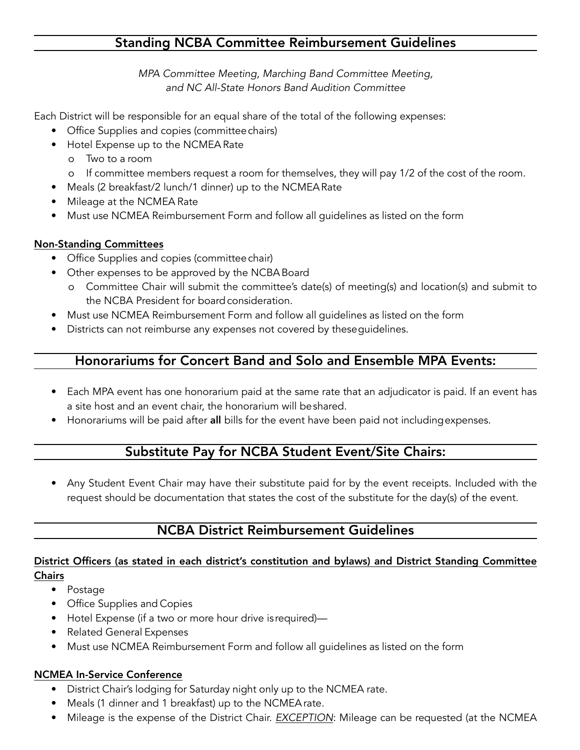## Standing NCBA Committee Reimbursement Guidelines

*MPA Committee Meeting, Marching Band Committee Meeting, and NC All-State Honors Band Audition Committee*

Each District will be responsible for an equal share of the total of the following expenses:

- Office Supplies and copies (committee chairs)
- Hotel Expense up to the NCMEA Rate
  - o Two to a room
  - o If committee members request a room for themselves, they will pay 1/2 of the cost of the room.
- Meals (2 breakfast/2 lunch/1 dinner) up to the NCMEA Rate
- Mileage at the NCMEA Rate
- Must use NCMEA Reimbursement Form and follow all guidelines as listed on the form

**Non-Standing Committees**

- Office Supplies and copies (committee chair)
- Other expenses to be approved by the NCBA Board
  - o Committee Chair will submit the committee's date(s) of meeting(s) and location(s) and submit to the NCBA President for board consideration.
- Must use NCMEA Reimbursement Form and follow all guidelines as listed on the form
- Districts can not reimburse any expenses not covered by these guidelines.

## Honorariums for Concert Band and Solo and Ensemble MPA Events:

- Each MPA event has one honorarium paid at the same rate that an adjudicator is paid. If an event has a site host and an event chair, the honorarium will be shared.
- Honorariums will be paid after **all** bills for the event have been paid not including expenses.

## Substitute Pay for NCBA Student Event/Site Chairs:

- Any Student Event Chair may have their substitute paid for by the event receipts. Included with the request should be documentation that states the cost of the substitute for the day(s) of the event.

## NCBA District Reimbursement Guidelines

**District Officers (as stated in each district's constitution and bylaws) and District Standing Committee Chairs**

- Postage
- Office Supplies and Copies
- Hotel Expense (if a two or more hour drive is required)—
- Related General Expenses
- Must use NCMEA Reimbursement Form and follow all guidelines as listed on the form

**NCMEA In-Service Conference**

- District Chair's lodging for Saturday night only up to the NCMEA rate.
- Meals (1 dinner and 1 breakfast) up to the NCMEA rate.
- Mileage is the expense of the District Chair. *EXCEPTION*: Mileage can be requested (at the NCMEA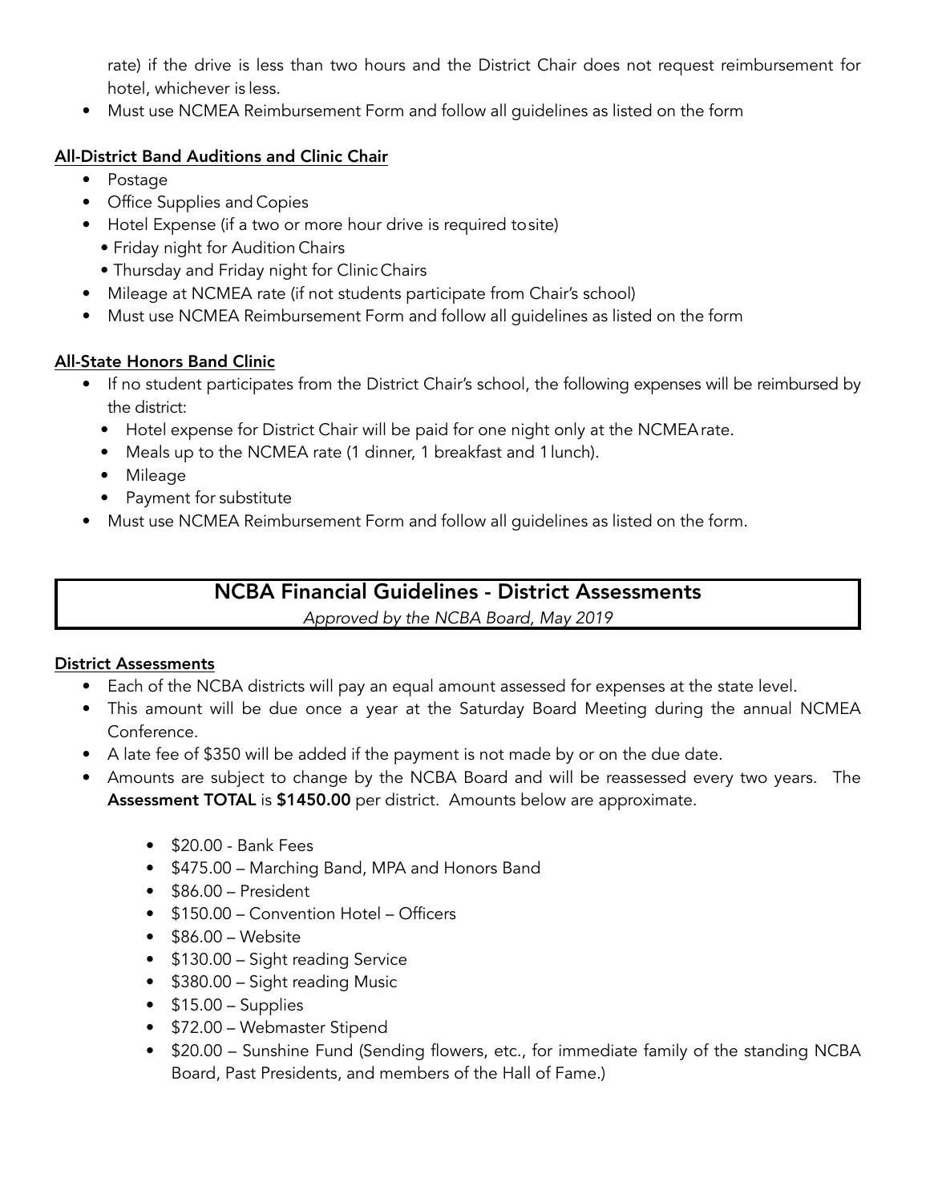rate) if the drive is less than two hours and the District Chair does not request reimbursement for hotel, whichever is less.

- Must use NCMEA Reimbursement Form and follow all guidelines as listed on the form

**<u>All-District Band Auditions and Clinic Chair</u>**

- Postage
- Office Supplies and Copies
- Hotel Expense (if a two or more hour drive is required to site)
  - Friday night for Audition Chairs
  - Thursday and Friday night for Clinic Chairs
- Mileage at NCMEA rate (if not students participate from Chair's school)
- Must use NCMEA Reimbursement Form and follow all guidelines as listed on the form

**<u>All-State Honors Band Clinic</u>**

- If no student participates from the District Chair's school, the following expenses will be reimbursed by the district:
  - Hotel expense for District Chair will be paid for one night only at the NCMEA rate.
  - Meals up to the NCMEA rate (1 dinner, 1 breakfast and 1 lunch).
  - Mileage
  - Payment for substitute
- Must use NCMEA Reimbursement Form and follow all guidelines as listed on the form.

## NCBA Financial Guidelines - District Assessments

*Approved by the NCBA Board, May 2019*

**<u>District Assessments</u>**

- Each of the NCBA districts will pay an equal amount assessed for expenses at the state level.
- This amount will be due once a year at the Saturday Board Meeting during the annual NCMEA Conference.
- A late fee of $350 will be added if the payment is not made by or on the due date.
- Amounts are subject to change by the NCBA Board and will be reassessed every two years. The **Assessment TOTAL** is **$1450.00** per district. Amounts below are approximate.
  - $20.00 - Bank Fees
  - $475.00 – Marching Band, MPA and Honors Band
  - $86.00 – President
  - $150.00 – Convention Hotel – Officers
  - $86.00 – Website
  - $130.00 – Sight reading Service
  - $380.00 – Sight reading Music
  - $15.00 – Supplies
  - $72.00 – Webmaster Stipend
  - $20.00 – Sunshine Fund (Sending flowers, etc., for immediate family of the standing NCBA Board, Past Presidents, and members of the Hall of Fame.)